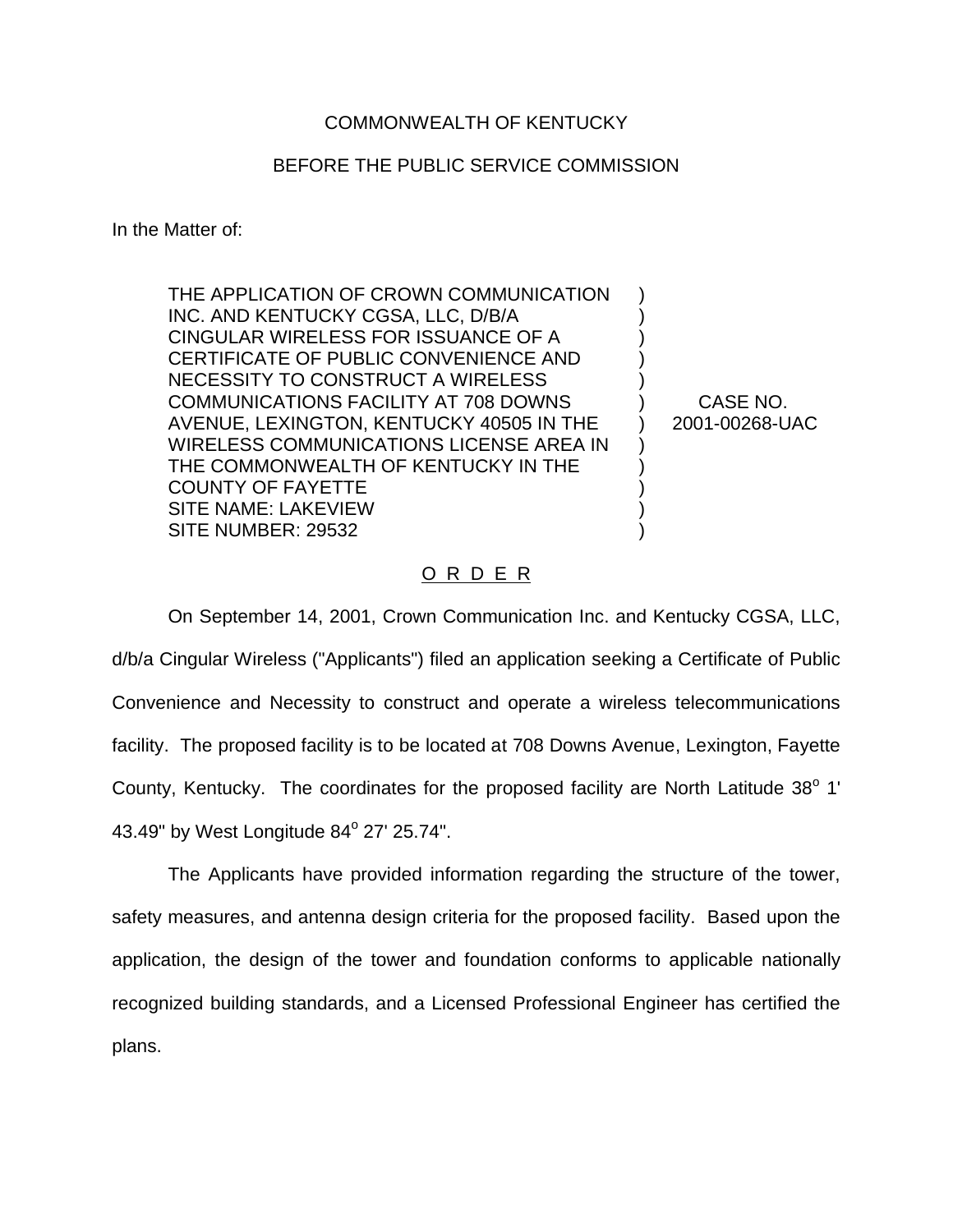COMMONWEALTH OF KENTUCKY

BEFORE THE PUBLIC SERVICE COMMISSION

In the Matter of:

| | | |
|---|---|---|
| THE APPLICATION OF CROWN COMMUNICATION INC. AND KENTUCKY CGSA, LLC, D/B/A CINGULAR WIRELESS FOR ISSUANCE OF A CERTIFICATE OF PUBLIC CONVENIENCE AND NECESSITY TO CONSTRUCT A WIRELESS COMMUNICATIONS FACILITY AT 708 DOWNS AVENUE, LEXINGTON, KENTUCKY 40505 IN THE WIRELESS COMMUNICATIONS LICENSE AREA IN THE COMMONWEALTH OF KENTUCKY IN THE COUNTY OF FAYETTE SITE NAME: LAKEVIEW SITE NUMBER: 29532 | ) | CASE NO. 2001-00268-UAC |

# O R D E R

On September 14, 2001, Crown Communication Inc. and Kentucky CGSA, LLC, d/b/a Cingular Wireless ("Applicants") filed an application seeking a Certificate of Public Convenience and Necessity to construct and operate a wireless telecommunications facility. The proposed facility is to be located at 708 Downs Avenue, Lexington, Fayette County, Kentucky. The coordinates for the proposed facility are North Latitude 38$^o$ 1' 43.49" by West Longitude 84$^o$ 27' 25.74".

The Applicants have provided information regarding the structure of the tower, safety measures, and antenna design criteria for the proposed facility. Based upon the application, the design of the tower and foundation conforms to applicable nationally recognized building standards, and a Licensed Professional Engineer has certified the plans.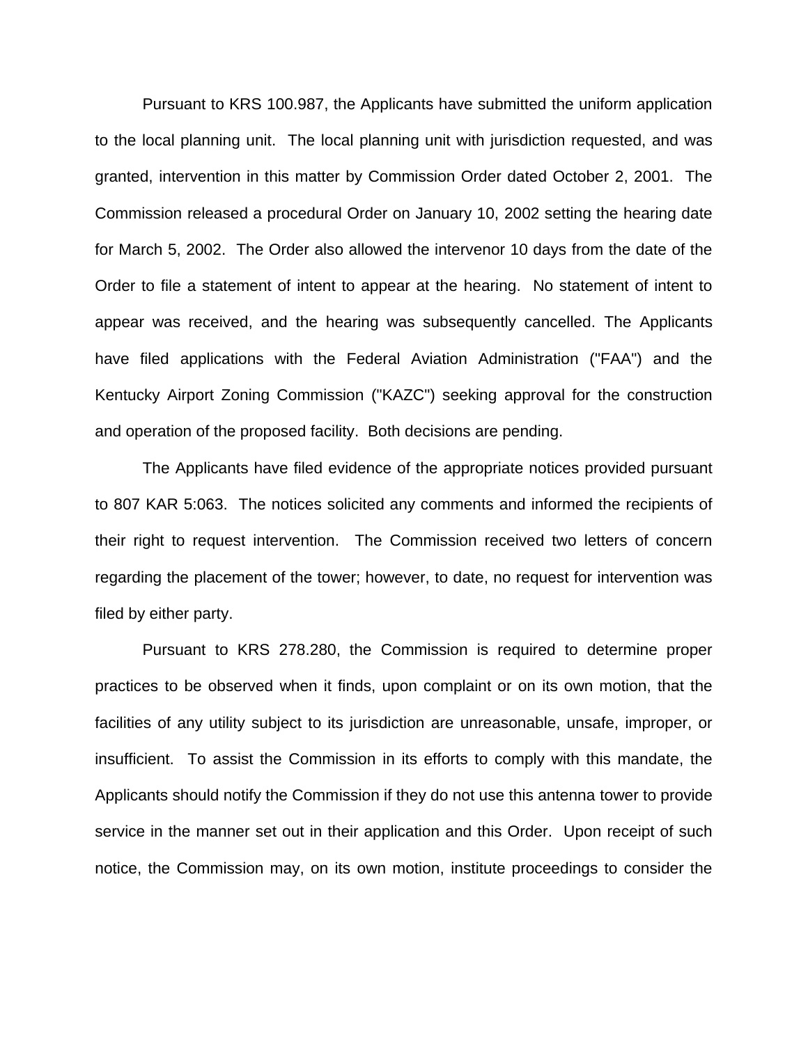Pursuant to KRS 100.987, the Applicants have submitted the uniform application to the local planning unit. The local planning unit with jurisdiction requested, and was granted, intervention in this matter by Commission Order dated October 2, 2001. The Commission released a procedural Order on January 10, 2002 setting the hearing date for March 5, 2002. The Order also allowed the intervenor 10 days from the date of the Order to file a statement of intent to appear at the hearing. No statement of intent to appear was received, and the hearing was subsequently cancelled. The Applicants have filed applications with the Federal Aviation Administration ("FAA") and the Kentucky Airport Zoning Commission ("KAZC") seeking approval for the construction and operation of the proposed facility. Both decisions are pending.

The Applicants have filed evidence of the appropriate notices provided pursuant to 807 KAR 5:063. The notices solicited any comments and informed the recipients of their right to request intervention. The Commission received two letters of concern regarding the placement of the tower; however, to date, no request for intervention was filed by either party.

Pursuant to KRS 278.280, the Commission is required to determine proper practices to be observed when it finds, upon complaint or on its own motion, that the facilities of any utility subject to its jurisdiction are unreasonable, unsafe, improper, or insufficient. To assist the Commission in its efforts to comply with this mandate, the Applicants should notify the Commission if they do not use this antenna tower to provide service in the manner set out in their application and this Order. Upon receipt of such notice, the Commission may, on its own motion, institute proceedings to consider the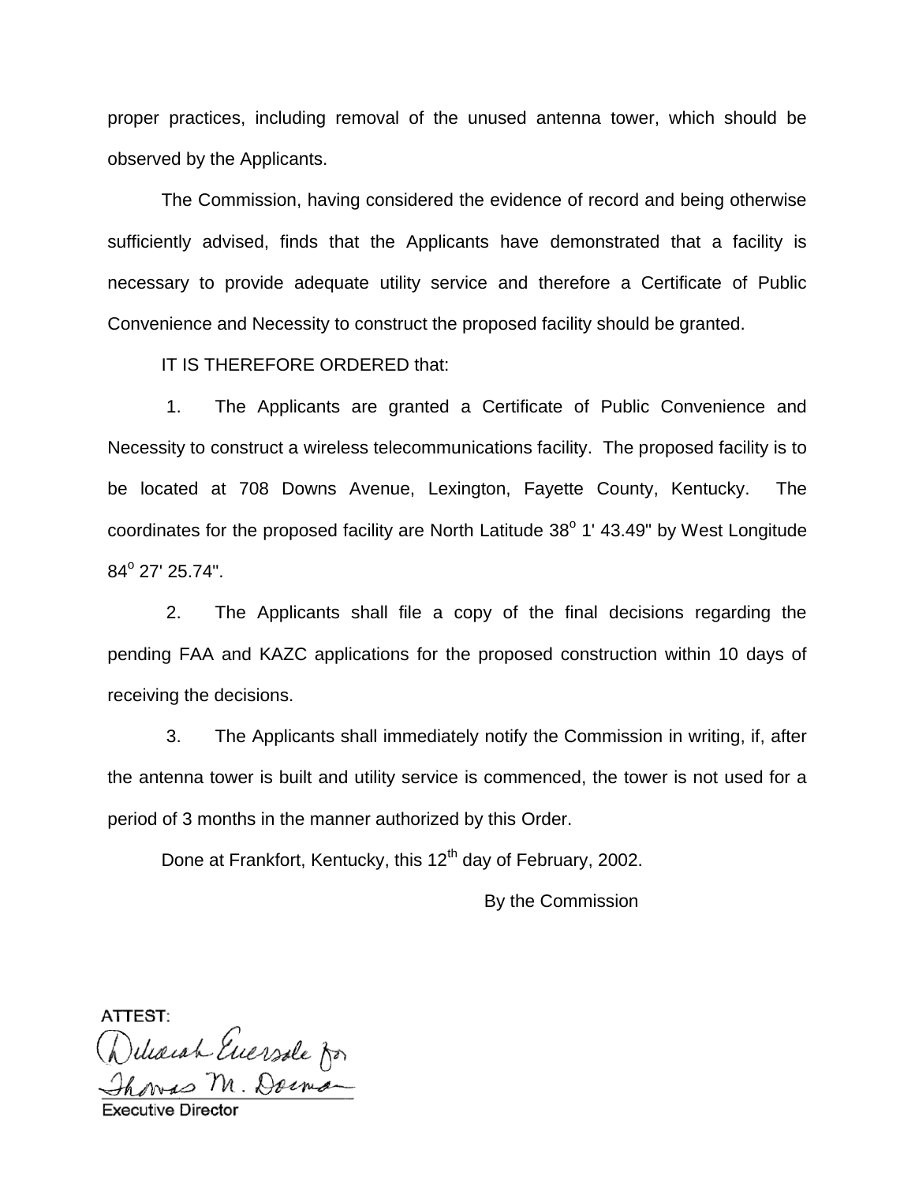proper practices, including removal of the unused antenna tower, which should be observed by the Applicants.

The Commission, having considered the evidence of record and being otherwise sufficiently advised, finds that the Applicants have demonstrated that a facility is necessary to provide adequate utility service and therefore a Certificate of Public Convenience and Necessity to construct the proposed facility should be granted.

IT IS THEREFORE ORDERED that:

1. The Applicants are granted a Certificate of Public Convenience and Necessity to construct a wireless telecommunications facility. The proposed facility is to be located at 708 Downs Avenue, Lexington, Fayette County, Kentucky. The coordinates for the proposed facility are North Latitude 38° 1' 43.49" by West Longitude 84° 27' 25.74".

2. The Applicants shall file a copy of the final decisions regarding the pending FAA and KAZC applications for the proposed construction within 10 days of receiving the decisions.

3. The Applicants shall immediately notify the Commission in writing, if, after the antenna tower is built and utility service is commenced, the tower is not used for a period of 3 months in the manner authorized by this Order.

Done at Frankfort, Kentucky, this 12th day of February, 2002.

By the Commission

ATTEST:

Deborah Eversole for
Thomas M. Dorman

Executive Director